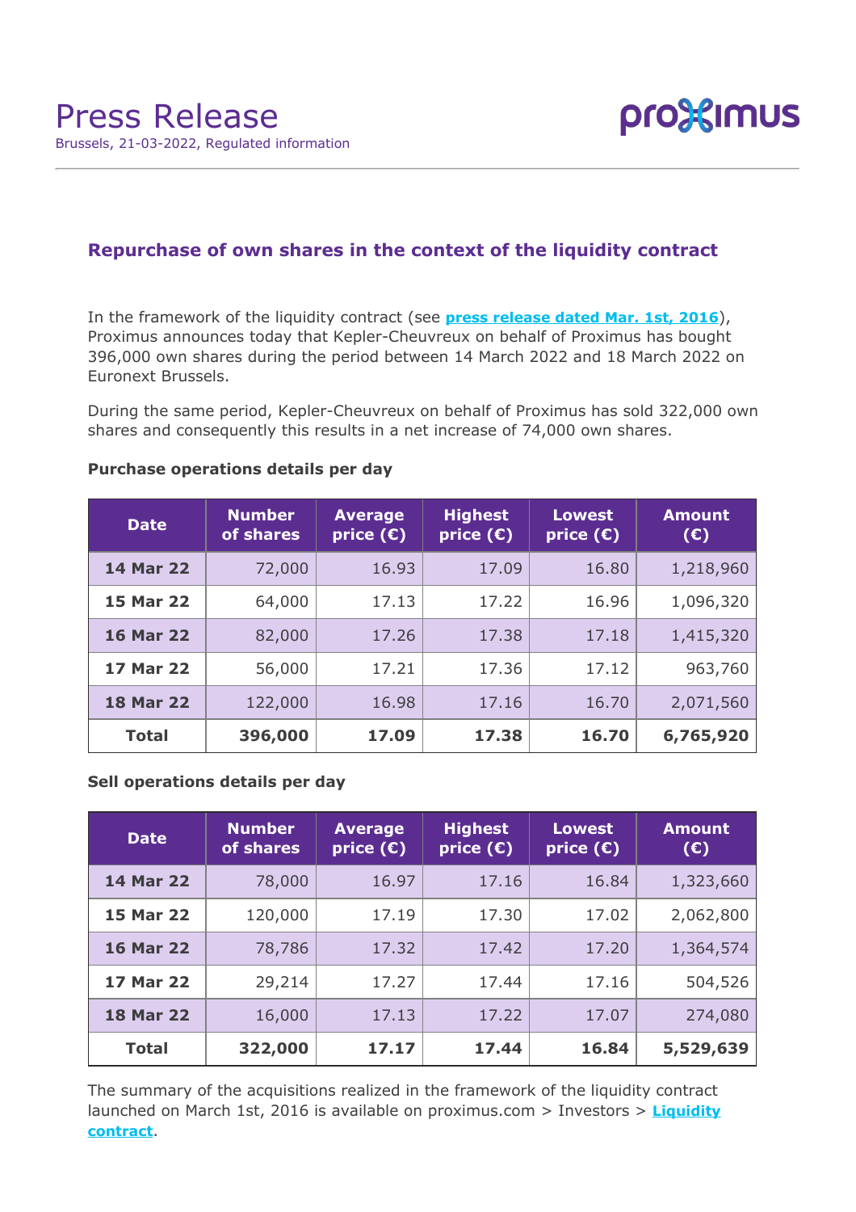# Press Release

Brussels, 21-03-2022, Regulated information

## Repurchase of own shares in the context of the liquidity contract

In the framework of the liquidity contract (see **press release dated Mar. 1st, 2016**), Proximus announces today that Kepler-Cheuvreux on behalf of Proximus has bought 396,000 own shares during the period between 14 March 2022 and 18 March 2022 on Euronext Brussels.

During the same period, Kepler-Cheuvreux on behalf of Proximus has sold 322,000 own shares and consequently this results in a net increase of 74,000 own shares.

### Purchase operations details per day

| Date | Number of shares | Average price (€) | Highest price (€) | Lowest price (€) | Amount (€) |
|---|---|---|---|---|---|
| **14 Mar 22** | 72,000 | 16.93 | 17.09 | 16.80 | 1,218,960 |
| **15 Mar 22** | 64,000 | 17.13 | 17.22 | 16.96 | 1,096,320 |
| **16 Mar 22** | 82,000 | 17.26 | 17.38 | 17.18 | 1,415,320 |
| **17 Mar 22** | 56,000 | 17.21 | 17.36 | 17.12 | 963,760 |
| **18 Mar 22** | 122,000 | 16.98 | 17.16 | 16.70 | 2,071,560 |
| **Total** | **396,000** | **17.09** | **17.38** | **16.70** | **6,765,920** |

### Sell operations details per day

| Date | Number of shares | Average price (€) | Highest price (€) | Lowest price (€) | Amount (€) |
|---|---|---|---|---|---|
| **14 Mar 22** | 78,000 | 16.97 | 17.16 | 16.84 | 1,323,660 |
| **15 Mar 22** | 120,000 | 17.19 | 17.30 | 17.02 | 2,062,800 |
| **16 Mar 22** | 78,786 | 17.32 | 17.42 | 17.20 | 1,364,574 |
| **17 Mar 22** | 29,214 | 17.27 | 17.44 | 17.16 | 504,526 |
| **18 Mar 22** | 16,000 | 17.13 | 17.22 | 17.07 | 274,080 |
| **Total** | **322,000** | **17.17** | **17.44** | **16.84** | **5,529,639** |

The summary of the acquisitions realized in the framework of the liquidity contract launched on March 1st, 2016 is available on proximus.com > Investors > **Liquidity contract**.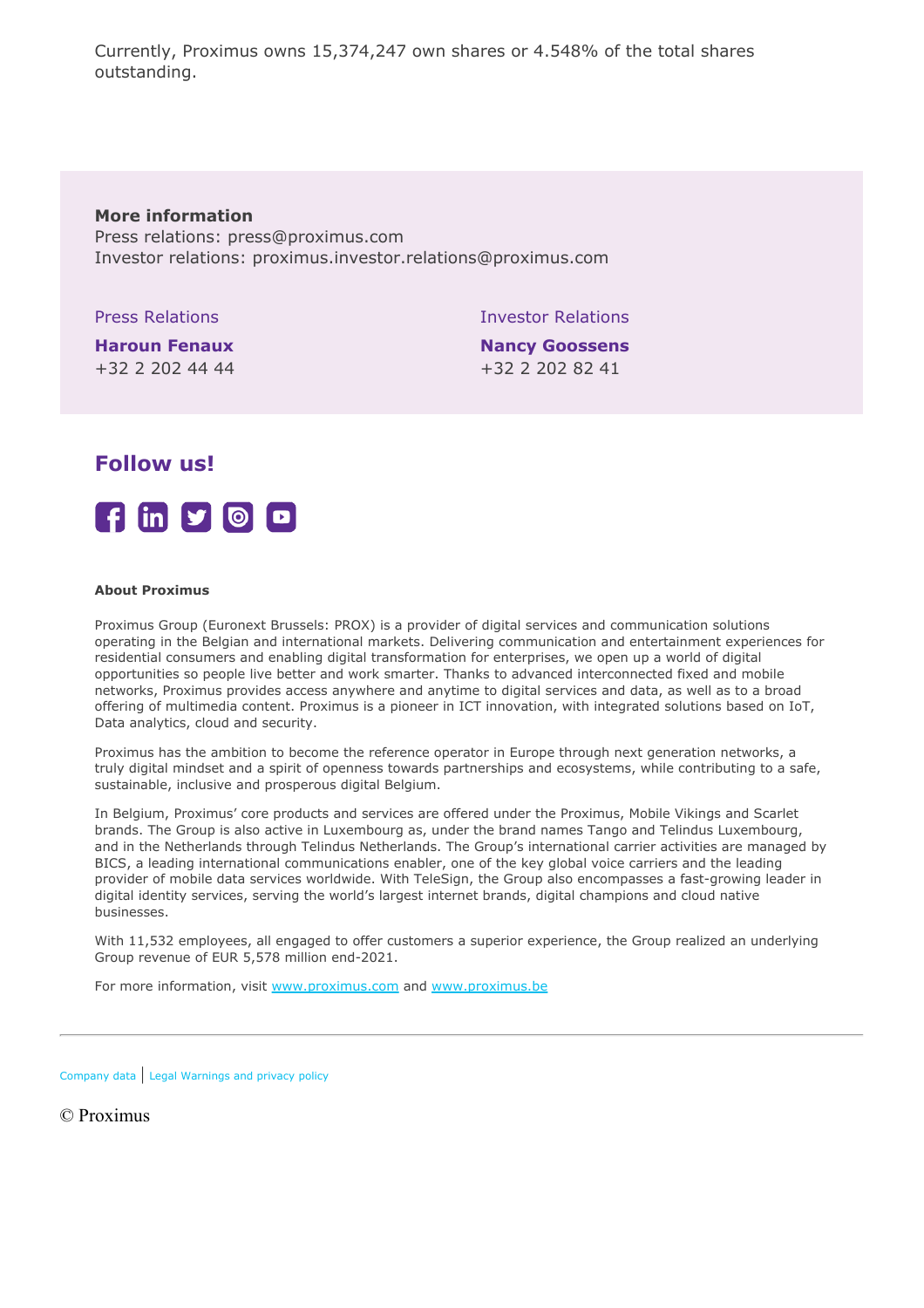Currently, Proximus owns 15,374,247 own shares or 4.548% of the total shares outstanding.

**More information**
Press relations: press@proximus.com
Investor relations: proximus.investor.relations@proximus.com

Press Relations

**Haroun Fenaux**
+32 2 202 44 44

Investor Relations

**Nancy Goossens**
+32 2 202 82 41

## Follow us!

**About Proximus**

Proximus Group (Euronext Brussels: PROX) is a provider of digital services and communication solutions operating in the Belgian and international markets. Delivering communication and entertainment experiences for residential consumers and enabling digital transformation for enterprises, we open up a world of digital opportunities so people live better and work smarter. Thanks to advanced interconnected fixed and mobile networks, Proximus provides access anywhere and anytime to digital services and data, as well as to a broad offering of multimedia content. Proximus is a pioneer in ICT innovation, with integrated solutions based on IoT, Data analytics, cloud and security.

Proximus has the ambition to become the reference operator in Europe through next generation networks, a truly digital mindset and a spirit of openness towards partnerships and ecosystems, while contributing to a safe, sustainable, inclusive and prosperous digital Belgium.

In Belgium, Proximus' core products and services are offered under the Proximus, Mobile Vikings and Scarlet brands. The Group is also active in Luxembourg as, under the brand names Tango and Telindus Luxembourg, and in the Netherlands through Telindus Netherlands. The Group's international carrier activities are managed by BICS, a leading international communications enabler, one of the key global voice carriers and the leading provider of mobile data services worldwide. With TeleSign, the Group also encompasses a fast-growing leader in digital identity services, serving the world's largest internet brands, digital champions and cloud native businesses.

With 11,532 employees, all engaged to offer customers a superior experience, the Group realized an underlying Group revenue of EUR 5,578 million end-2021.

For more information, visit www.proximus.com and www.proximus.be

Company data | Legal Warnings and privacy policy

© Proximus